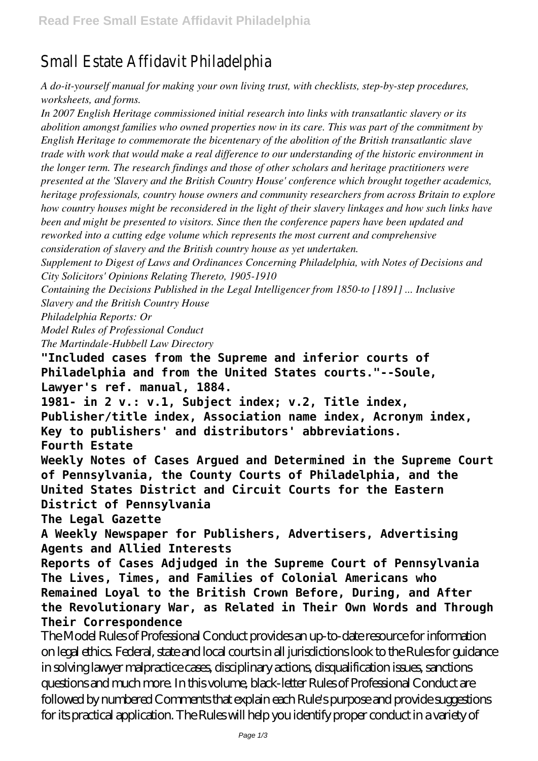# Small Estate Affidavit Philadelphia

*A do-it-yourself manual for making your own living trust, with checklists, step-by-step procedures, worksheets, and forms.*

*In 2007 English Heritage commissioned initial research into links with transatlantic slavery or its abolition amongst families who owned properties now in its care. This was part of the commitment by English Heritage to commemorate the bicentenary of the abolition of the British transatlantic slave trade with work that would make a real difference to our understanding of the historic environment in the longer term. The research findings and those of other scholars and heritage practitioners were presented at the 'Slavery and the British Country House' conference which brought together academics, heritage professionals, country house owners and community researchers from across Britain to explore how country houses might be reconsidered in the light of their slavery linkages and how such links have been and might be presented to visitors. Since then the conference papers have been updated and reworked into a cutting edge volume which represents the most current and comprehensive consideration of slavery and the British country house as yet undertaken.*

*Supplement to Digest of Laws and Ordinances Concerning Philadelphia, with Notes of Decisions and City Solicitors' Opinions Relating Thereto, 1905-1910*

*Containing the Decisions Published in the Legal Intelligencer from 1850-to [1891] ... Inclusive*

*Slavery and the British Country House*

*Philadelphia Reports: Or*

*Model Rules of Professional Conduct*

*The Martindale-Hubbell Law Directory*

**"Included cases from the Supreme and inferior courts of Philadelphia and from the United States courts."--Soule, Lawyer's ref. manual, 1884.**

**1981- in 2 v.: v.1, Subject index; v.2, Title index, Publisher/title index, Association name index, Acronym index, Key to publishers' and distributors' abbreviations.**

**Fourth Estate**

**Weekly Notes of Cases Argued and Determined in the Supreme Court of Pennsylvania, the County Courts of Philadelphia, and the United States District and Circuit Courts for the Eastern District of Pennsylvania**

**The Legal Gazette**

**A Weekly Newspaper for Publishers, Advertisers, Advertising Agents and Allied Interests**

**Reports of Cases Adjudged in the Supreme Court of Pennsylvania**

**The Lives, Times, and Families of Colonial Americans who Remained Loyal to the British Crown Before, During, and After the Revolutionary War, as Related in Their Own Words and Through Their Correspondence**

The Model Rules of Professional Conduct provides an up-to-date resource for information on legal ethics. Federal, state and local courts in all jurisdictions look to the Rules for guidance in solving lawyer malpractice cases, disciplinary actions, disqualification issues, sanctions questions and much more. In this volume, black-letter Rules of Professional Conduct are followed by numbered Comments that explain each Rule's purpose and provide suggestions for its practical application. The Rules will help you identify proper conduct in a variety of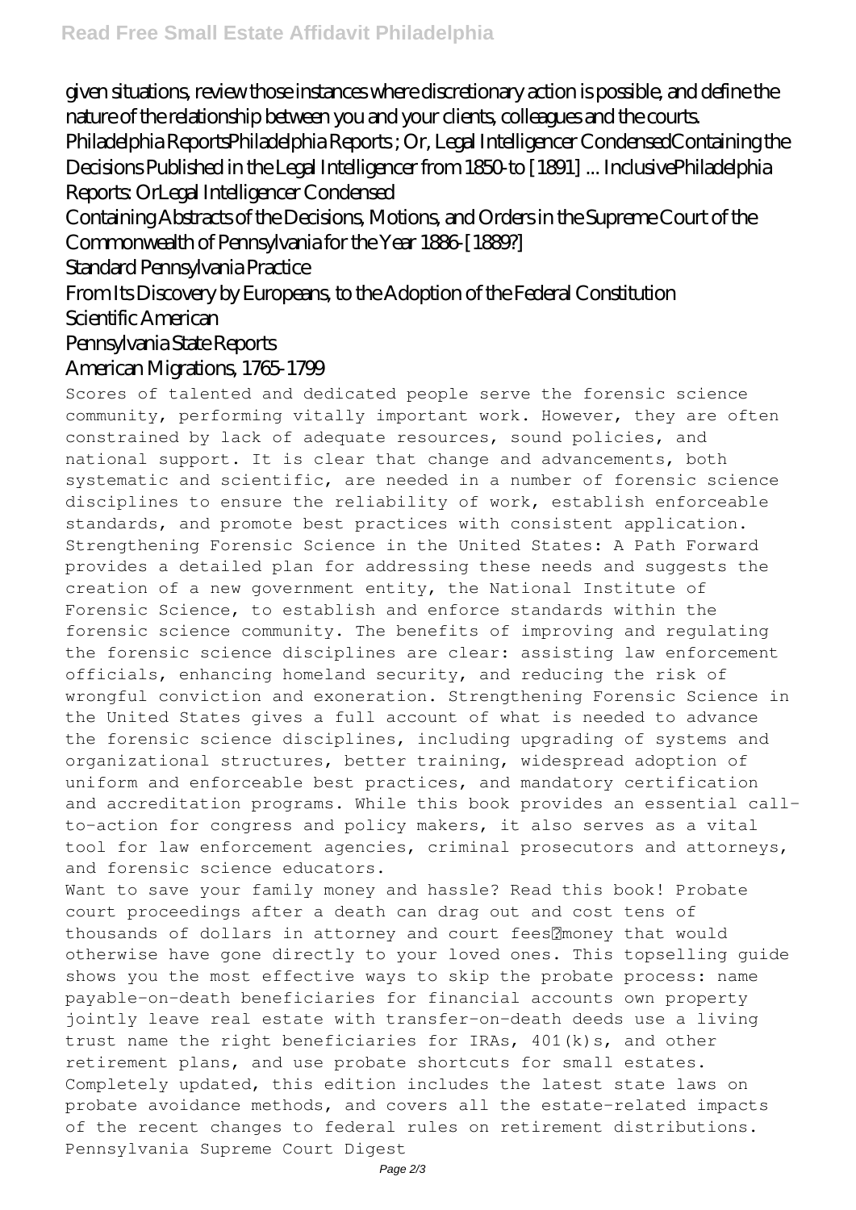given situations, review those instances where discretionary action is possible, and define the nature of the relationship between you and your clients, colleagues and the courts.

Philadelphia ReportsPhiladelphia Reports ; Or, Legal Intelligencer CondensedContaining the Decisions Published in the Legal Intelligencer from 1850-to [1891] ... InclusivePhiladelphia Reports: OrLegal Intelligencer Condensed

Containing Abstracts of the Decisions, Motions, and Orders in the Supreme Court of the Commonwealth of Pennsylvania for the Year 1886-[1889?]

Standard Pennsylvania Practice

From Its Discovery by Europeans, to the Adoption of the Federal Constitution

Scientific American

Pennsylvania State Reports

American Migrations, 1765-1799

Scores of talented and dedicated people serve the forensic science community, performing vitally important work. However, they are often constrained by lack of adequate resources, sound policies, and national support. It is clear that change and advancements, both systematic and scientific, are needed in a number of forensic science disciplines to ensure the reliability of work, establish enforceable standards, and promote best practices with consistent application. Strengthening Forensic Science in the United States: A Path Forward provides a detailed plan for addressing these needs and suggests the creation of a new government entity, the National Institute of Forensic Science, to establish and enforce standards within the forensic science community. The benefits of improving and regulating the forensic science disciplines are clear: assisting law enforcement officials, enhancing homeland security, and reducing the risk of wrongful conviction and exoneration. Strengthening Forensic Science in the United States gives a full account of what is needed to advance the forensic science disciplines, including upgrading of systems and organizational structures, better training, widespread adoption of uniform and enforceable best practices, and mandatory certification and accreditation programs. While this book provides an essential call-to-action for congress and policy makers, it also serves as a vital tool for law enforcement agencies, criminal prosecutors and attorneys, and forensic science educators.

Want to save your family money and hassle? Read this book! Probate court proceedings after a death can drag out and cost tens of thousands of dollars in attorney and court fees—money that would otherwise have gone directly to your loved ones. This topselling guide shows you the most effective ways to skip the probate process: name payable-on-death beneficiaries for financial accounts own property jointly leave real estate with transfer-on-death deeds use a living trust name the right beneficiaries for IRAs, 401(k)s, and other retirement plans, and use probate shortcuts for small estates. Completely updated, this edition includes the latest state laws on probate avoidance methods, and covers all the estate-related impacts of the recent changes to federal rules on retirement distributions.

Pennsylvania Supreme Court Digest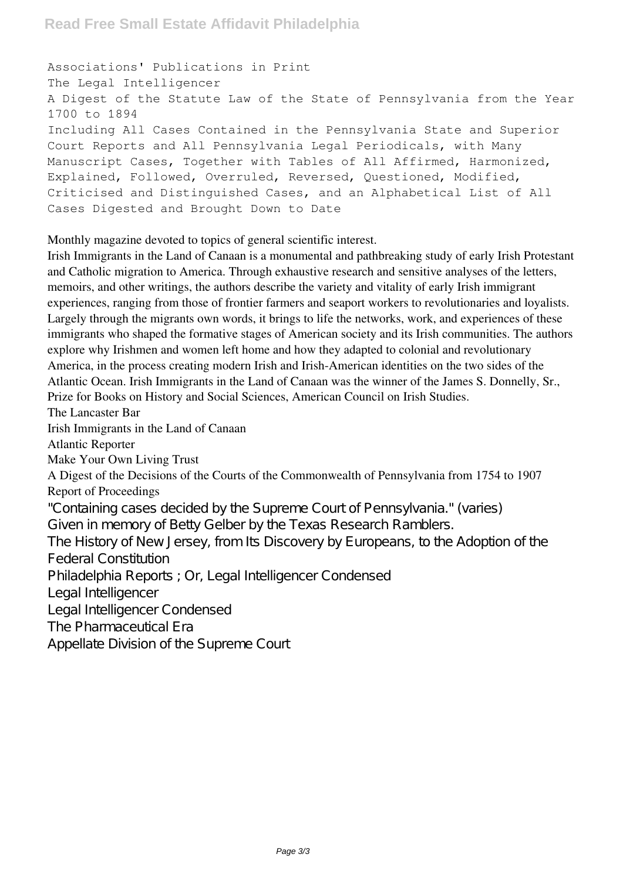Associations' Publications in Print
The Legal Intelligencer
A Digest of the Statute Law of the State of Pennsylvania from the Year 1700 to 1894
Including All Cases Contained in the Pennsylvania State and Superior Court Reports and All Pennsylvania Legal Periodicals, with Many Manuscript Cases, Together with Tables of All Affirmed, Harmonized, Explained, Followed, Overruled, Reversed, Questioned, Modified, Criticised and Distinguished Cases, and an Alphabetical List of All Cases Digested and Brought Down to Date

Monthly magazine devoted to topics of general scientific interest.

Irish Immigrants in the Land of Canaan is a monumental and pathbreaking study of early Irish Protestant and Catholic migration to America. Through exhaustive research and sensitive analyses of the letters, memoirs, and other writings, the authors describe the variety and vitality of early Irish immigrant experiences, ranging from those of frontier farmers and seaport workers to revolutionaries and loyalists. Largely through the migrants own words, it brings to life the networks, work, and experiences of these immigrants who shaped the formative stages of American society and its Irish communities. The authors explore why Irishmen and women left home and how they adapted to colonial and revolutionary America, in the process creating modern Irish and Irish-American identities on the two sides of the Atlantic Ocean. Irish Immigrants in the Land of Canaan was the winner of the James S. Donnelly, Sr., Prize for Books on History and Social Sciences, American Council on Irish Studies.

The Lancaster Bar
Irish Immigrants in the Land of Canaan
Atlantic Reporter
Make Your Own Living Trust
A Digest of the Decisions of the Courts of the Commonwealth of Pennsylvania from 1754 to 1907
Report of Proceedings

"Containing cases decided by the Supreme Court of Pennsylvania." (varies)
Given in memory of Betty Gelber by the Texas Research Ramblers.

The History of New Jersey, from Its Discovery by Europeans, to the Adoption of the Federal Constitution
Philadelphia Reports ; Or, Legal Intelligencer Condensed
Legal Intelligencer
Legal Intelligencer Condensed
The Pharmaceutical Era
Appellate Division of the Supreme Court